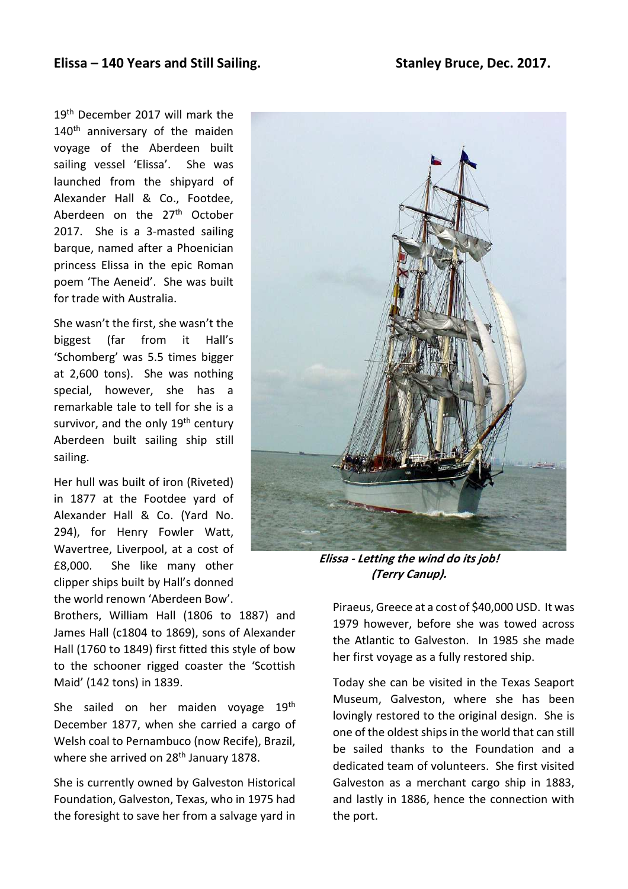## Elissa – 140 Years and Still Sailing. Stanley Bruce, Dec. 2017.

19th December 2017 will mark the 140th anniversary of the maiden voyage of the Aberdeen built sailing vessel 'Elissa'. She was launched from the shipyard of Alexander Hall & Co., Footdee, Aberdeen on the 27th October 2017. She is a 3-masted sailing barque, named after a Phoenician princess Elissa in the epic Roman poem 'The Aeneid'. She was built for trade with Australia.

She wasn't the first, she wasn't the biggest (far from it Hall's 'Schomberg' was 5.5 times bigger at 2,600 tons). She was nothing special, however, she has a remarkable tale to tell for she is a survivor, and the only 19th century Aberdeen built sailing ship still sailing.

Her hull was built of iron (Riveted) in 1877 at the Footdee yard of Alexander Hall & Co. (Yard No. 294), for Henry Fowler Watt, Wavertree, Liverpool, at a cost of £8,000. She like many other clipper ships built by Hall's donned the world renown 'Aberdeen Bow'. Brothers, William Hall (1806 to 1887) and James Hall (c1804 to 1869), sons of Alexander Hall (1760 to 1849) first fitted this style of bow to the schooner rigged coaster the 'Scottish Maid' (142 tons) in 1839.

She sailed on her maiden voyage 19th December 1877, when she carried a cargo of Welsh coal to Pernambuco (now Recife), Brazil, where she arrived on 28th January 1878.

She is currently owned by Galveston Historical Foundation, Galveston, Texas, who in 1975 had the foresight to save her from a salvage yard in Piraeus, Greece at a cost of $40,000 USD. It was 1979 however, before she was towed across the Atlantic to Galveston. In 1985 she made her first voyage as a fully restored ship.

***Elissa - Letting the wind do its job! (Terry Canup).***

Today she can be visited in the Texas Seaport Museum, Galveston, where she has been lovingly restored to the original design. She is one of the oldest ships in the world that can still be sailed thanks to the Foundation and a dedicated team of volunteers. She first visited Galveston as a merchant cargo ship in 1883, and lastly in 1886, hence the connection with the port.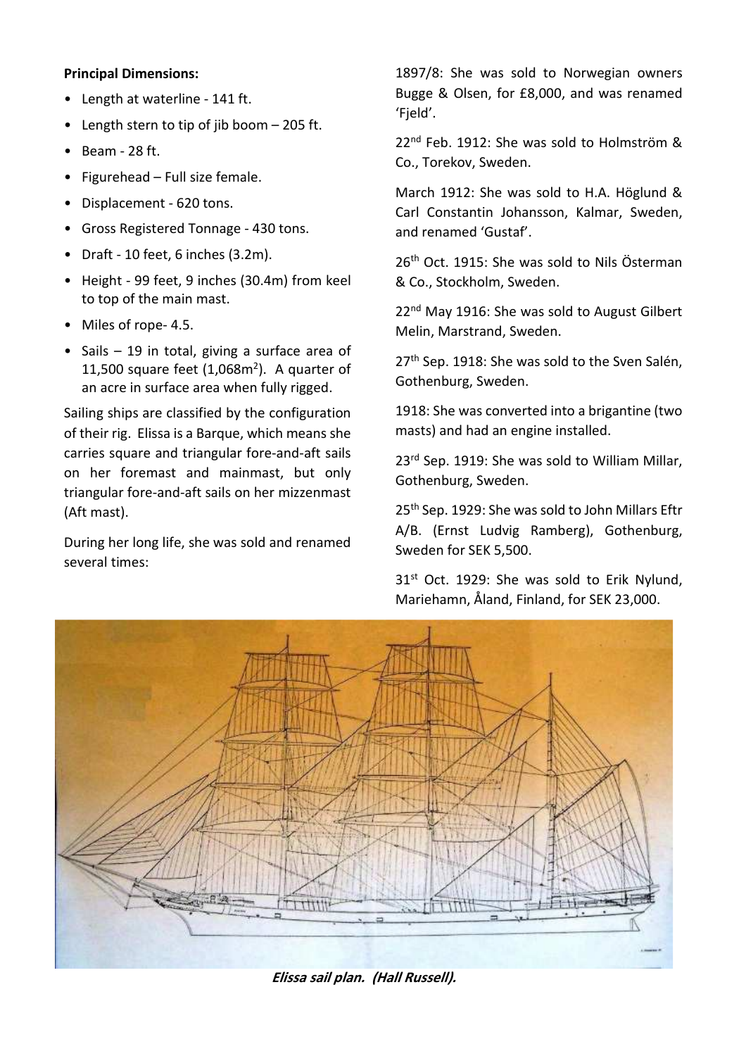**Principal Dimensions:**

- Length at waterline - 141 ft.
- Length stern to tip of jib boom – 205 ft.
- Beam - 28 ft.
- Figurehead – Full size female.
- Displacement - 620 tons.
- Gross Registered Tonnage - 430 tons.
- Draft - 10 feet, 6 inches (3.2m).
- Height - 99 feet, 9 inches (30.4m) from keel to top of the main mast.
- Miles of rope- 4.5.
- Sails – 19 in total, giving a surface area of 11,500 square feet (1,068m$^2$). A quarter of an acre in surface area when fully rigged.

Sailing ships are classified by the configuration of their rig. Elissa is a Barque, which means she carries square and triangular fore-and-aft sails on her foremast and mainmast, but only triangular fore-and-aft sails on her mizzenmast (Aft mast).

During her long life, she was sold and renamed several times:

1897/8: She was sold to Norwegian owners Bugge & Olsen, for £8,000, and was renamed 'Fjeld'.

22nd Feb. 1912: She was sold to Holmström & Co., Torekov, Sweden.

March 1912: She was sold to H.A. Höglund & Carl Constantin Johansson, Kalmar, Sweden, and renamed 'Gustaf'.

26th Oct. 1915: She was sold to Nils Österman & Co., Stockholm, Sweden.

22nd May 1916: She was sold to August Gilbert Melin, Marstrand, Sweden.

27th Sep. 1918: She was sold to the Sven Salén, Gothenburg, Sweden.

1918: She was converted into a brigantine (two masts) and had an engine installed.

23rd Sep. 1919: She was sold to William Millar, Gothenburg, Sweden.

25th Sep. 1929: She was sold to John Millars Eftr A/B. (Ernst Ludvig Ramberg), Gothenburg, Sweden for SEK 5,500.

31st Oct. 1929: She was sold to Erik Nylund, Mariehamn, Åland, Finland, for SEK 23,000.

***Elissa sail plan. (Hall Russell).***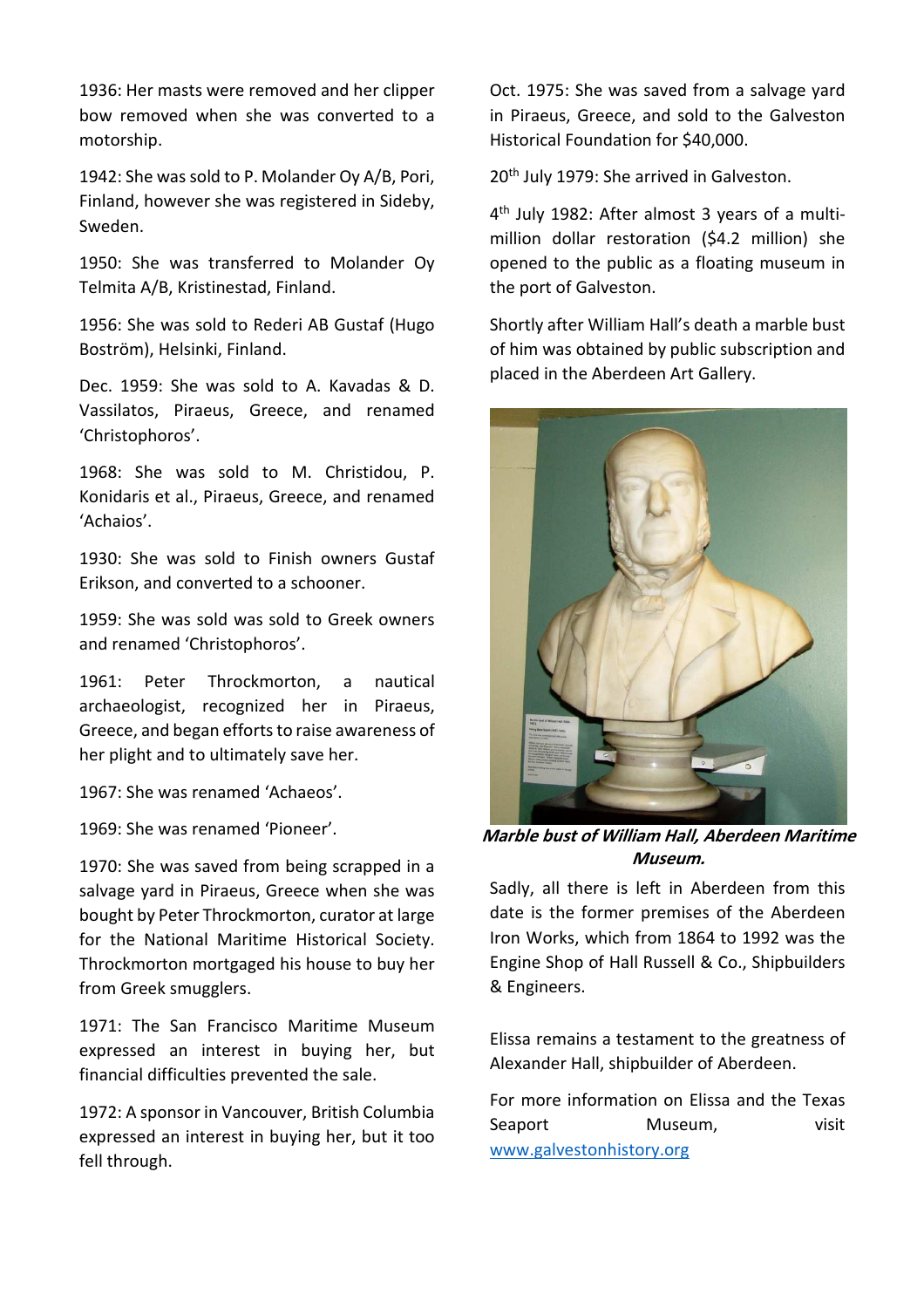1936: Her masts were removed and her clipper bow removed when she was converted to a motorship.

1942: She was sold to P. Molander Oy A/B, Pori, Finland, however she was registered in Sideby, Sweden.

1950: She was transferred to Molander Oy Telmita A/B, Kristinestad, Finland.

1956: She was sold to Rederi AB Gustaf (Hugo Boström), Helsinki, Finland.

Dec. 1959: She was sold to A. Kavadas & D. Vassilatos, Piraeus, Greece, and renamed 'Christophoros'.

1968: She was sold to M. Christidou, P. Konidaris et al., Piraeus, Greece, and renamed 'Achaios'.

1930: She was sold to Finish owners Gustaf Erikson, and converted to a schooner.

1959: She was sold was sold to Greek owners and renamed 'Christophoros'.

1961: Peter Throckmorton, a nautical archaeologist, recognized her in Piraeus, Greece, and began efforts to raise awareness of her plight and to ultimately save her.

1967: She was renamed 'Achaeos'.

1969: She was renamed 'Pioneer'.

1970: She was saved from being scrapped in a salvage yard in Piraeus, Greece when she was bought by Peter Throckmorton, curator at large for the National Maritime Historical Society. Throckmorton mortgaged his house to buy her from Greek smugglers.

1971: The San Francisco Maritime Museum expressed an interest in buying her, but financial difficulties prevented the sale.

1972: A sponsor in Vancouver, British Columbia expressed an interest in buying her, but it too fell through.

Oct. 1975: She was saved from a salvage yard in Piraeus, Greece, and sold to the Galveston Historical Foundation for $40,000.

20th July 1979: She arrived in Galveston.

4th July 1982: After almost 3 years of a multi-million dollar restoration ($4.2 million) she opened to the public as a floating museum in the port of Galveston.

Shortly after William Hall's death a marble bust of him was obtained by public subscription and placed in the Aberdeen Art Gallery.

***Marble bust of William Hall, Aberdeen Maritime Museum.***

Sadly, all there is left in Aberdeen from this date is the former premises of the Aberdeen Iron Works, which from 1864 to 1992 was the Engine Shop of Hall Russell & Co., Shipbuilders & Engineers.

Elissa remains a testament to the greatness of Alexander Hall, shipbuilder of Aberdeen.

For more information on Elissa and the Texas Seaport Museum, visit [www.galvestonhistory.org](http://www.galvestonhistory.org)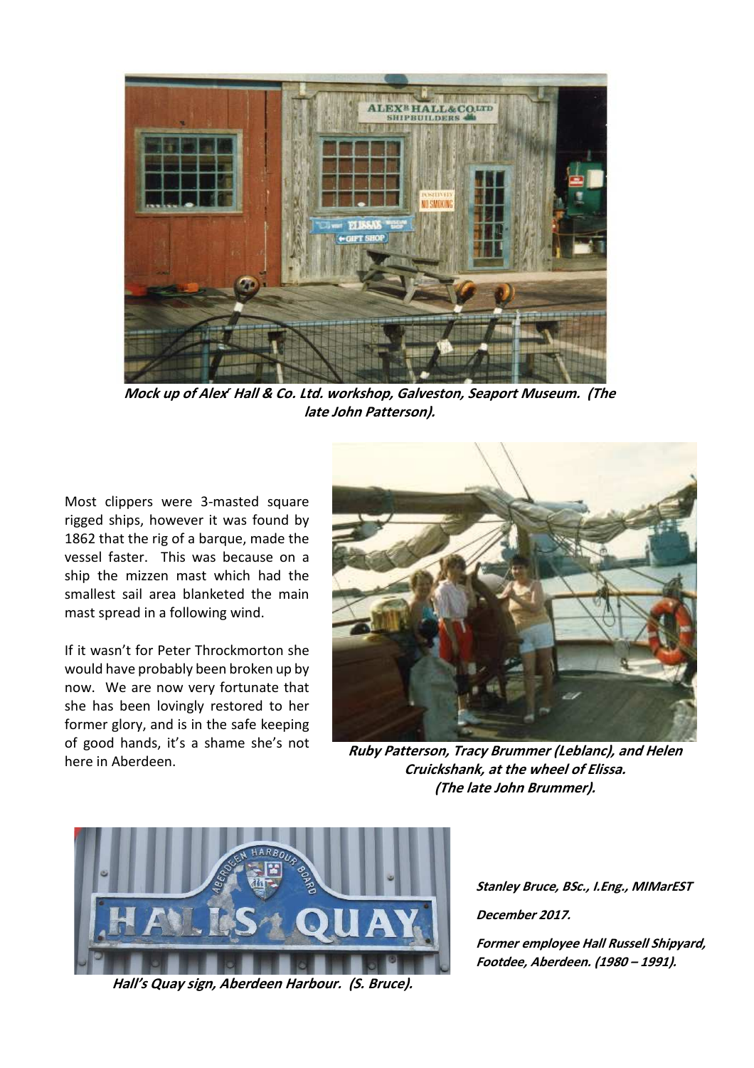***Mock up of Alexr Hall & Co. Ltd. workshop, Galveston, Seaport Museum. (The late John Patterson).***

Most clippers were 3-masted square rigged ships, however it was found by 1862 that the rig of a barque, made the vessel faster. This was because on a ship the mizzen mast which had the smallest sail area blanketed the main mast spread in a following wind.

If it wasn't for Peter Throckmorton she would have probably been broken up by now. We are now very fortunate that she has been lovingly restored to her former glory, and is in the safe keeping of good hands, it's a shame she's not here in Aberdeen.

***Ruby Patterson, Tracy Brummer (Leblanc), and Helen Cruickshank, at the wheel of Elissa. (The late John Brummer).***

***Hall's Quay sign, Aberdeen Harbour. (S. Bruce).***

***Stanley Bruce, BSc., I.Eng., MIMarEST***

***December 2017.***

***Former employee Hall Russell Shipyard, Footdee, Aberdeen. (1980 – 1991).***